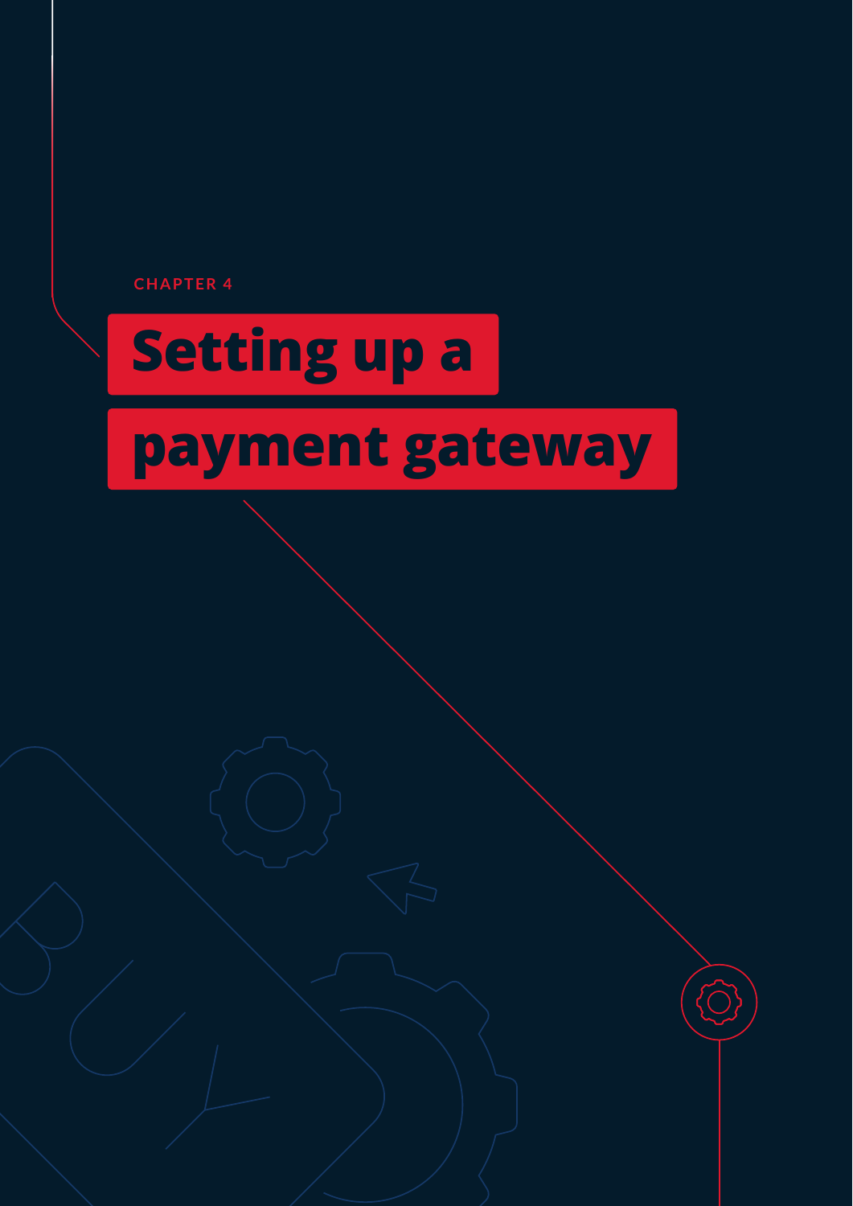CHAPTER 4

# Setting up a payment gateway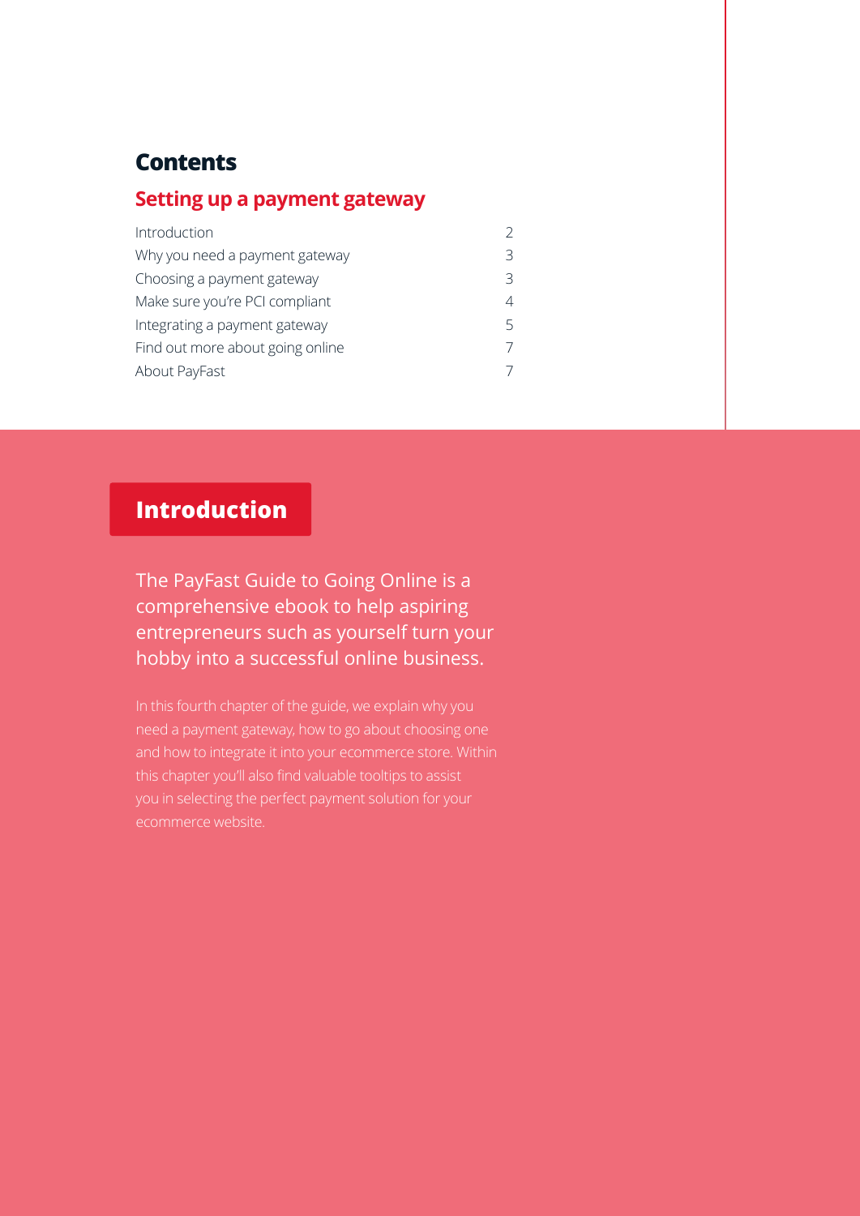# Contents

## Setting up a payment gateway

| | |
|---|---|
| Introduction | 2 |
| Why you need a payment gateway | 3 |
| Choosing a payment gateway | 3 |
| Make sure you're PCI compliant | 4 |
| Integrating a payment gateway | 5 |
| Find out more about going online | 7 |
| About PayFast | 7 |

## Introduction

The PayFast Guide to Going Online is a comprehensive ebook to help aspiring entrepreneurs such as yourself turn your hobby into a successful online business.

In this fourth chapter of the guide, we explain why you need a payment gateway, how to go about choosing one and how to integrate it into your ecommerce store. Within this chapter you'll also find valuable tooltips to assist you in selecting the perfect payment solution for your ecommerce website.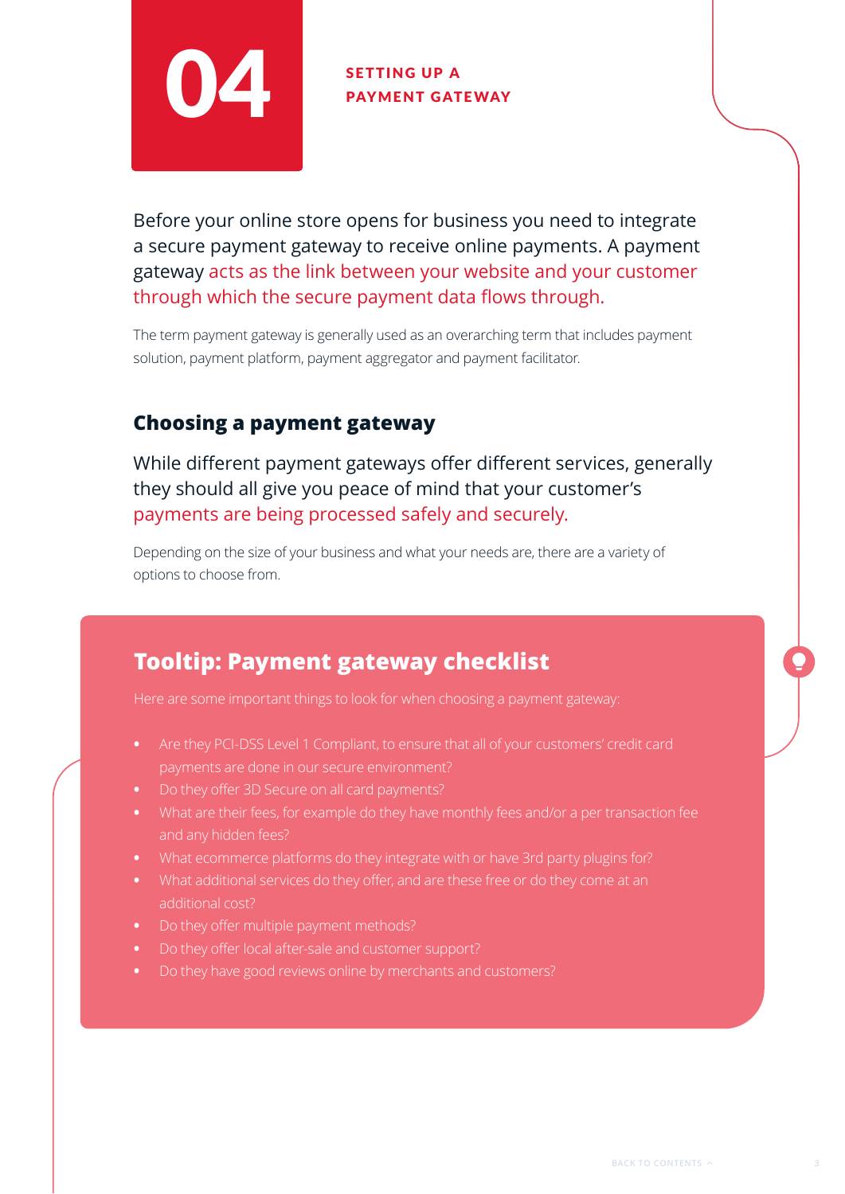# 04 SETTING UP A PAYMENT GATEWAY

Before your online store opens for business you need to integrate a secure payment gateway to receive online payments. A payment gateway acts as the link between your website and your customer through which the secure payment data flows through.

The term payment gateway is generally used as an overarching term that includes payment solution, payment platform, payment aggregator and payment facilitator.

## Choosing a payment gateway

While different payment gateways offer different services, generally they should all give you peace of mind that your customer's payments are being processed safely and securely.

Depending on the size of your business and what your needs are, there are a variety of options to choose from.

### Tooltip: Payment gateway checklist

Here are some important things to look for when choosing a payment gateway:

- Are they PCI-DSS Level 1 Compliant, to ensure that all of your customers' credit card payments are done in our secure environment?
- Do they offer 3D Secure on all card payments?
- What are their fees, for example do they have monthly fees and/or a per transaction fee and any hidden fees?
- What ecommerce platforms do they integrate with or have 3rd party plugins for?
- What additional services do they offer, and are these free or do they come at an additional cost?
- Do they offer multiple payment methods?
- Do they offer local after-sale and customer support?
- Do they have good reviews online by merchants and customers?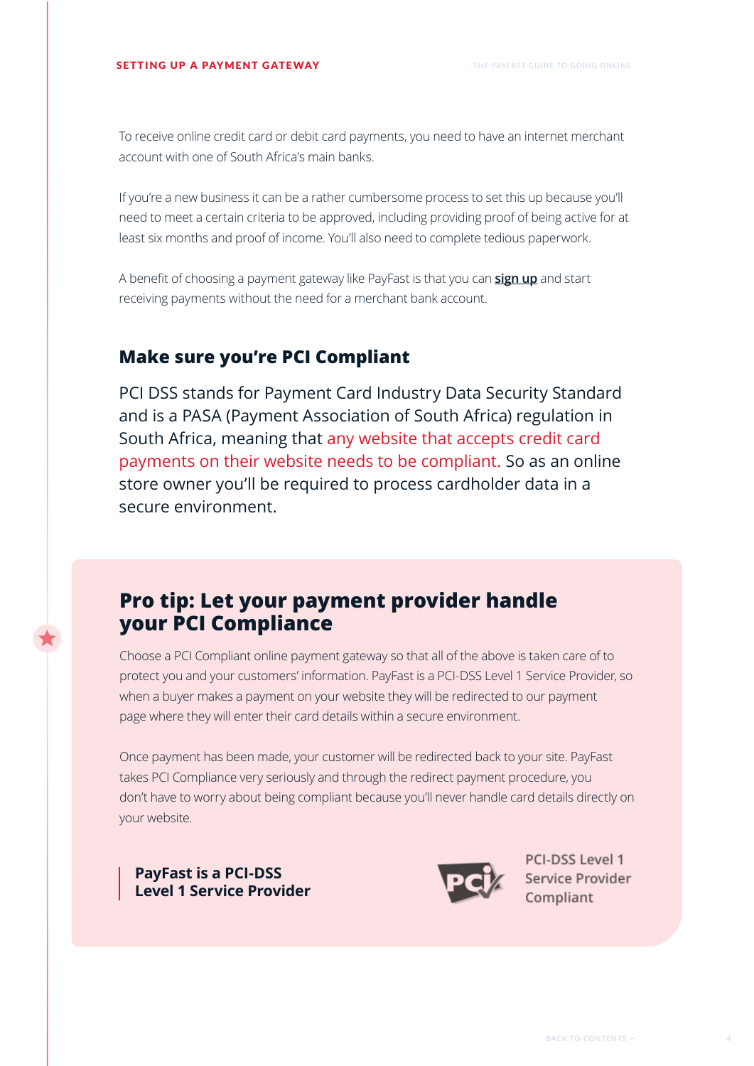To receive online credit card or debit card payments, you need to have an internet merchant account with one of South Africa's main banks.

If you're a new business it can be a rather cumbersome process to set this up because you'll need to meet a certain criteria to be approved, including providing proof of being active for at least six months and proof of income. You'll also need to complete tedious paperwork.

A benefit of choosing a payment gateway like PayFast is that you can **sign up** and start receiving payments without the need for a merchant bank account.

## Make sure you're PCI Compliant

PCI DSS stands for Payment Card Industry Data Security Standard and is a PASA (Payment Association of South Africa) regulation in South Africa, meaning that any website that accepts credit card payments on their website needs to be compliant. So as an online store owner you'll be required to process cardholder data in a secure environment.

## Pro tip: Let your payment provider handle your PCI Compliance

Choose a PCI Compliant online payment gateway so that all of the above is taken care of to protect you and your customers' information. PayFast is a PCI-DSS Level 1 Service Provider, so when a buyer makes a payment on your website they will be redirected to our payment page where they will enter their card details within a secure environment.

Once payment has been made, your customer will be redirected back to your site. PayFast takes PCI Compliance very seriously and through the redirect payment procedure, you don't have to worry about being compliant because you'll never handle card details directly on your website.

**PayFast is a PCI-DSS Level 1 Service Provider**

PCI-DSS Level 1 Service Provider Compliant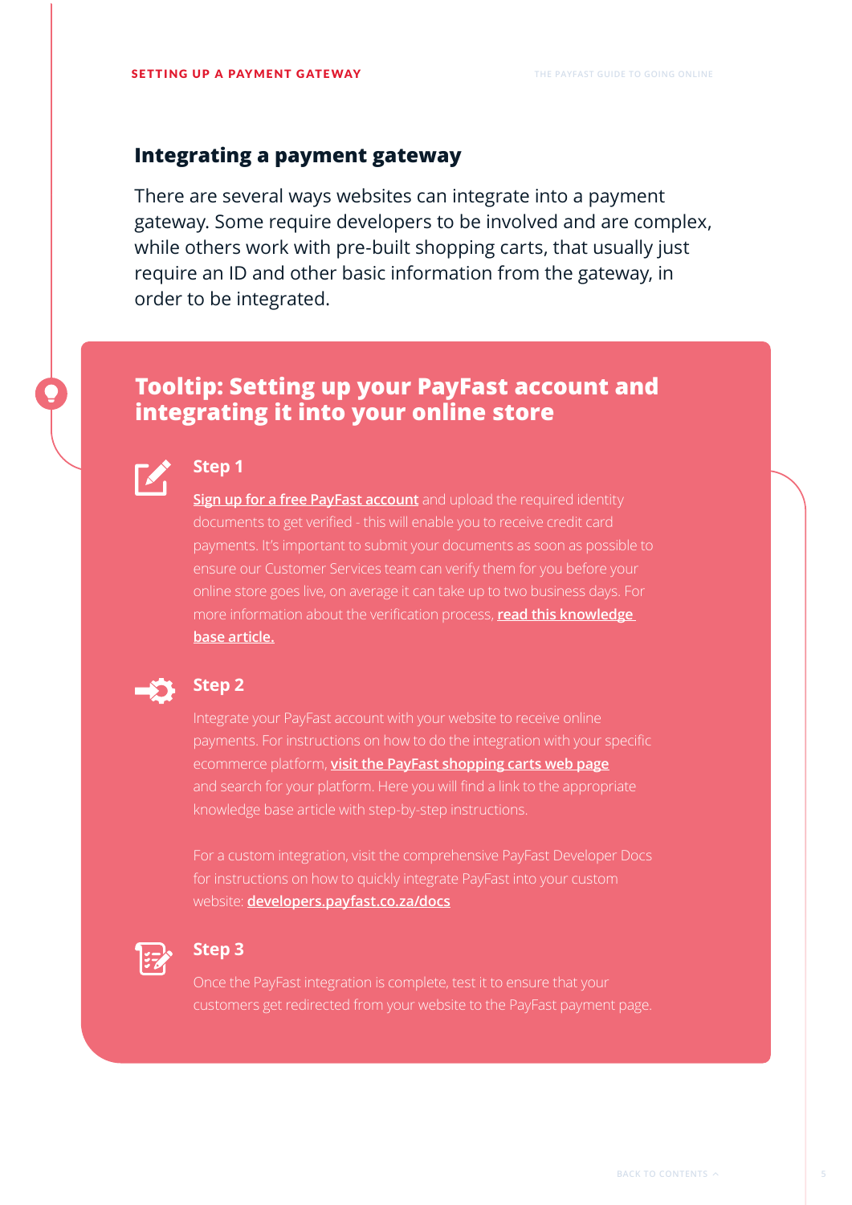## Integrating a payment gateway

There are several ways websites can integrate into a payment gateway. Some require developers to be involved and are complex, while others work with pre-built shopping carts, that usually just require an ID and other basic information from the gateway, in order to be integrated.

### Tooltip: Setting up your PayFast account and integrating it into your online store

#### Step 1

**Sign up for a free PayFast account** and upload the required identity documents to get verified - this will enable you to receive credit card payments. It's important to submit your documents as soon as possible to ensure our Customer Services team can verify them for you before your online store goes live, on average it can take up to two business days. For more information about the verification process, **read this knowledge base article.**

#### Step 2

Integrate your PayFast account with your website to receive online payments. For instructions on how to do the integration with your specific ecommerce platform, **visit the PayFast shopping carts web page** and search for your platform. Here you will find a link to the appropriate knowledge base article with step-by-step instructions.

For a custom integration, visit the comprehensive PayFast Developer Docs for instructions on how to quickly integrate PayFast into your custom website: **developers.payfast.co.za/docs**

#### Step 3

Once the PayFast integration is complete, test it to ensure that your customers get redirected from your website to the PayFast payment page.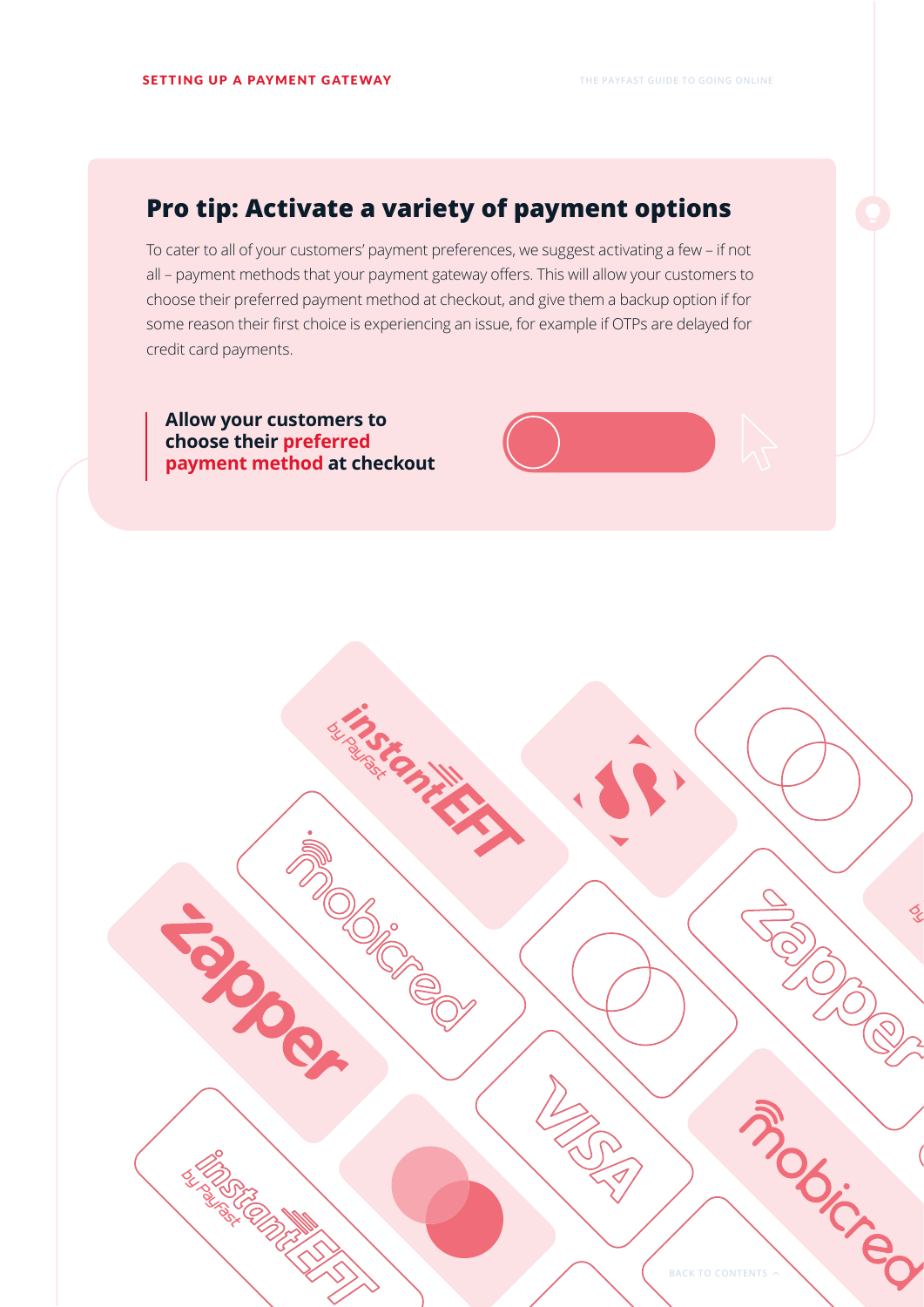## Pro tip: Activate a variety of payment options

To cater to all of your customers' payment preferences, we suggest activating a few – if not all – payment methods that your payment gateway offers. This will allow your customers to choose their preferred payment method at checkout, and give them a backup option if for some reason their first choice is experiencing an issue, for example if OTPs are delayed for credit card payments.

> **Allow your customers to choose their preferred payment method at checkout**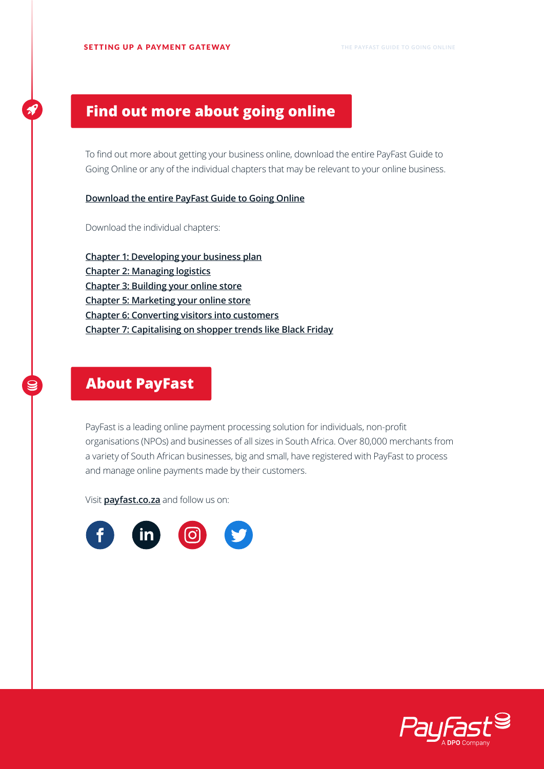## Find out more about going online

To find out more about getting your business online, download the entire PayFast Guide to Going Online or any of the individual chapters that may be relevant to your online business.

**Download the entire PayFast Guide to Going Online**

Download the individual chapters:

**Chapter 1: Developing your business plan**
**Chapter 2: Managing logistics**
**Chapter 3: Building your online store**
**Chapter 5: Marketing your online store**
**Chapter 6: Converting visitors into customers**
**Chapter 7: Capitalising on shopper trends like Black Friday**

## About PayFast

PayFast is a leading online payment processing solution for individuals, non-profit organisations (NPOs) and businesses of all sizes in South Africa. Over 80,000 merchants from a variety of South African businesses, big and small, have registered with PayFast to process and manage online payments made by their customers.

Visit **payfast.co.za** and follow us on: